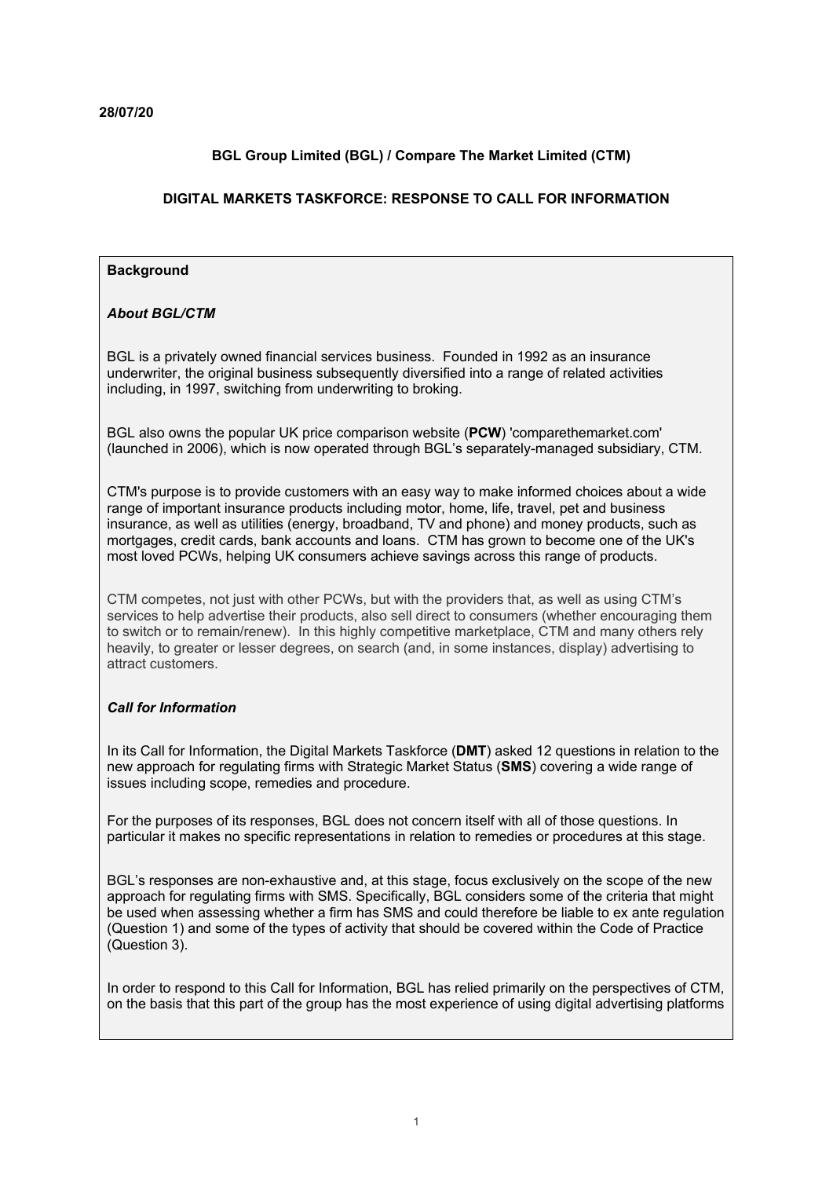**28/07/20**

**BGL Group Limited (BGL) / Compare The Market Limited (CTM)**

**DIGITAL MARKETS TASKFORCE: RESPONSE TO CALL FOR INFORMATION**

**Background**

***About BGL/CTM***

BGL is a privately owned financial services business. Founded in 1992 as an insurance underwriter, the original business subsequently diversified into a range of related activities including, in 1997, switching from underwriting to broking.

BGL also owns the popular UK price comparison website (**PCW**) 'comparethemarket.com' (launched in 2006), which is now operated through BGL's separately-managed subsidiary, CTM.

CTM's purpose is to provide customers with an easy way to make informed choices about a wide range of important insurance products including motor, home, life, travel, pet and business insurance, as well as utilities (energy, broadband, TV and phone) and money products, such as mortgages, credit cards, bank accounts and loans. CTM has grown to become one of the UK's most loved PCWs, helping UK consumers achieve savings across this range of products.

CTM competes, not just with other PCWs, but with the providers that, as well as using CTM's services to help advertise their products, also sell direct to consumers (whether encouraging them to switch or to remain/renew). In this highly competitive marketplace, CTM and many others rely heavily, to greater or lesser degrees, on search (and, in some instances, display) advertising to attract customers.

***Call for Information***

In its Call for Information, the Digital Markets Taskforce (**DMT**) asked 12 questions in relation to the new approach for regulating firms with Strategic Market Status (**SMS**) covering a wide range of issues including scope, remedies and procedure.

For the purposes of its responses, BGL does not concern itself with all of those questions. In particular it makes no specific representations in relation to remedies or procedures at this stage.

BGL's responses are non-exhaustive and, at this stage, focus exclusively on the scope of the new approach for regulating firms with SMS. Specifically, BGL considers some of the criteria that might be used when assessing whether a firm has SMS and could therefore be liable to ex ante regulation (Question 1) and some of the types of activity that should be covered within the Code of Practice (Question 3).

In order to respond to this Call for Information, BGL has relied primarily on the perspectives of CTM, on the basis that this part of the group has the most experience of using digital advertising platforms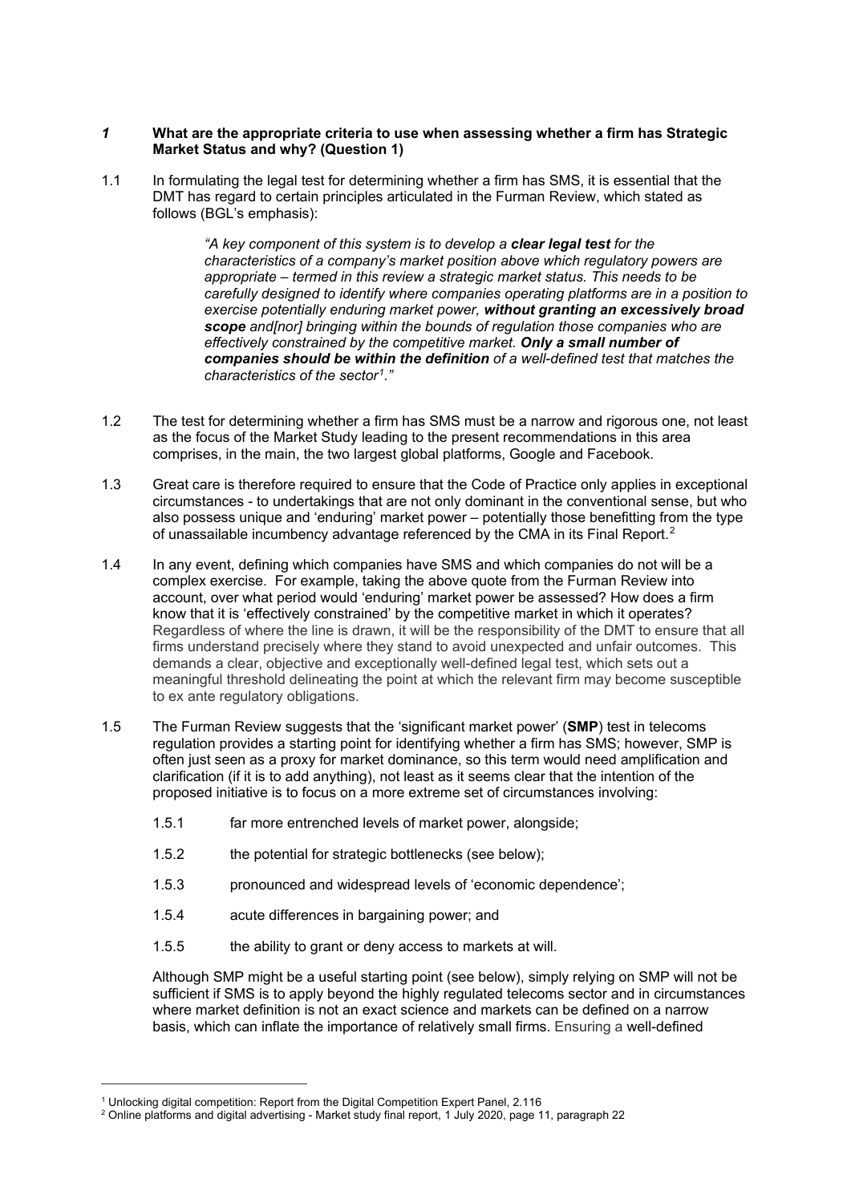## *1* What are the appropriate criteria to use when assessing whether a firm has Strategic Market Status and why? (Question 1)

1.1 In formulating the legal test for determining whether a firm has SMS, it is essential that the DMT has regard to certain principles articulated in the Furman Review, which stated as follows (BGL's emphasis):

> *"A key component of this system is to develop a **clear legal test** for the characteristics of a company's market position above which regulatory powers are appropriate – termed in this review a strategic market status. This needs to be carefully designed to identify where companies operating platforms are in a position to exercise potentially enduring market power, **without granting an excessively broad scope** and[nor] bringing within the bounds of regulation those companies who are effectively constrained by the competitive market. **Only a small number of companies should be within the definition** of a well-defined test that matches the characteristics of the sector[1]."*

1.2 The test for determining whether a firm has SMS must be a narrow and rigorous one, not least as the focus of the Market Study leading to the present recommendations in this area comprises, in the main, the two largest global platforms, Google and Facebook.

1.3 Great care is therefore required to ensure that the Code of Practice only applies in exceptional circumstances - to undertakings that are not only dominant in the conventional sense, but who also possess unique and 'enduring' market power – potentially those benefitting from the type of unassailable incumbency advantage referenced by the CMA in its Final Report.[2]

1.4 In any event, defining which companies have SMS and which companies do not will be a complex exercise. For example, taking the above quote from the Furman Review into account, over what period would 'enduring' market power be assessed? How does a firm know that it is 'effectively constrained' by the competitive market in which it operates? Regardless of where the line is drawn, it will be the responsibility of the DMT to ensure that all firms understand precisely where they stand to avoid unexpected and unfair outcomes. This demands a clear, objective and exceptionally well-defined legal test, which sets out a meaningful threshold delineating the point at which the relevant firm may become susceptible to ex ante regulatory obligations.

1.5 The Furman Review suggests that the 'significant market power' (**SMP**) test in telecoms regulation provides a starting point for identifying whether a firm has SMS; however, SMP is often just seen as a proxy for market dominance, so this term would need amplification and clarification (if it is to add anything), not least as it seems clear that the intention of the proposed initiative is to focus on a more extreme set of circumstances involving:

- 1.5.1 far more entrenched levels of market power, alongside;
- 1.5.2 the potential for strategic bottlenecks (see below);
- 1.5.3 pronounced and widespread levels of 'economic dependence';
- 1.5.4 acute differences in bargaining power; and
- 1.5.5 the ability to grant or deny access to markets at will.

Although SMP might be a useful starting point (see below), simply relying on SMP will not be sufficient if SMS is to apply beyond the highly regulated telecoms sector and in circumstances where market definition is not an exact science and markets can be defined on a narrow basis, which can inflate the importance of relatively small firms. Ensuring a well-defined

---

[1] Unlocking digital competition: Report from the Digital Competition Expert Panel, 2.116

[2] Online platforms and digital advertising - Market study final report, 1 July 2020, page 11, paragraph 22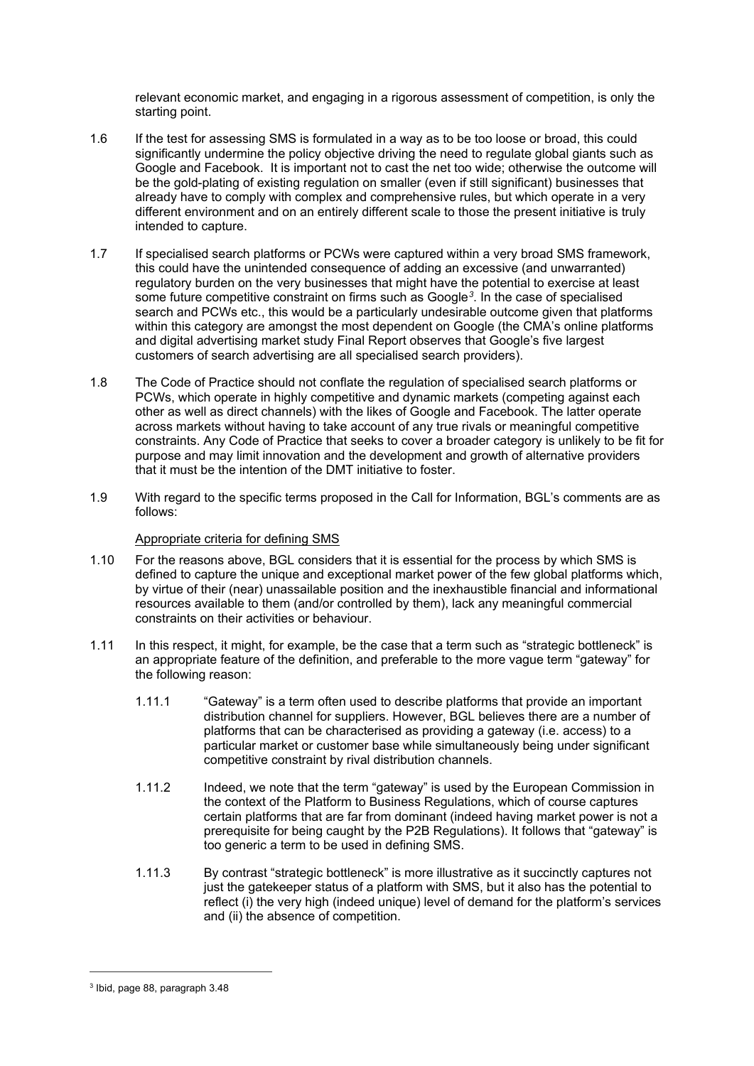relevant economic market, and engaging in a rigorous assessment of competition, is only the starting point.

1.6 If the test for assessing SMS is formulated in a way as to be too loose or broad, this could significantly undermine the policy objective driving the need to regulate global giants such as Google and Facebook. It is important not to cast the net too wide; otherwise the outcome will be the gold-plating of existing regulation on smaller (even if still significant) businesses that already have to comply with complex and comprehensive rules, but which operate in a very different environment and on an entirely different scale to those the present initiative is truly intended to capture.

1.7 If specialised search platforms or PCWs were captured within a very broad SMS framework, this could have the unintended consequence of adding an excessive (and unwarranted) regulatory burden on the very businesses that might have the potential to exercise at least some future competitive constraint on firms such as Google[3]. In the case of specialised search and PCWs etc., this would be a particularly undesirable outcome given that platforms within this category are amongst the most dependent on Google (the CMA's online platforms and digital advertising market study Final Report observes that Google's five largest customers of search advertising are all specialised search providers).

1.8 The Code of Practice should not conflate the regulation of specialised search platforms or PCWs, which operate in highly competitive and dynamic markets (competing against each other as well as direct channels) with the likes of Google and Facebook. The latter operate across markets without having to take account of any true rivals or meaningful competitive constraints. Any Code of Practice that seeks to cover a broader category is unlikely to be fit for purpose and may limit innovation and the development and growth of alternative providers that it must be the intention of the DMT initiative to foster.

1.9 With regard to the specific terms proposed in the Call for Information, BGL's comments are as follows:

<u>Appropriate criteria for defining SMS</u>

1.10 For the reasons above, BGL considers that it is essential for the process by which SMS is defined to capture the unique and exceptional market power of the few global platforms which, by virtue of their (near) unassailable position and the inexhaustible financial and informational resources available to them (and/or controlled by them), lack any meaningful commercial constraints on their activities or behaviour.

1.11 In this respect, it might, for example, be the case that a term such as "strategic bottleneck" is an appropriate feature of the definition, and preferable to the more vague term "gateway" for the following reason:

1.11.1 "Gateway" is a term often used to describe platforms that provide an important distribution channel for suppliers. However, BGL believes there are a number of platforms that can be characterised as providing a gateway (i.e. access) to a particular market or customer base while simultaneously being under significant competitive constraint by rival distribution channels.

1.11.2 Indeed, we note that the term "gateway" is used by the European Commission in the context of the Platform to Business Regulations, which of course captures certain platforms that are far from dominant (indeed having market power is not a prerequisite for being caught by the P2B Regulations). It follows that "gateway" is too generic a term to be used in defining SMS.

1.11.3 By contrast "strategic bottleneck" is more illustrative as it succinctly captures not just the gatekeeper status of a platform with SMS, but it also has the potential to reflect (i) the very high (indeed unique) level of demand for the platform's services and (ii) the absence of competition.

---

[3] Ibid, page 88, paragraph 3.48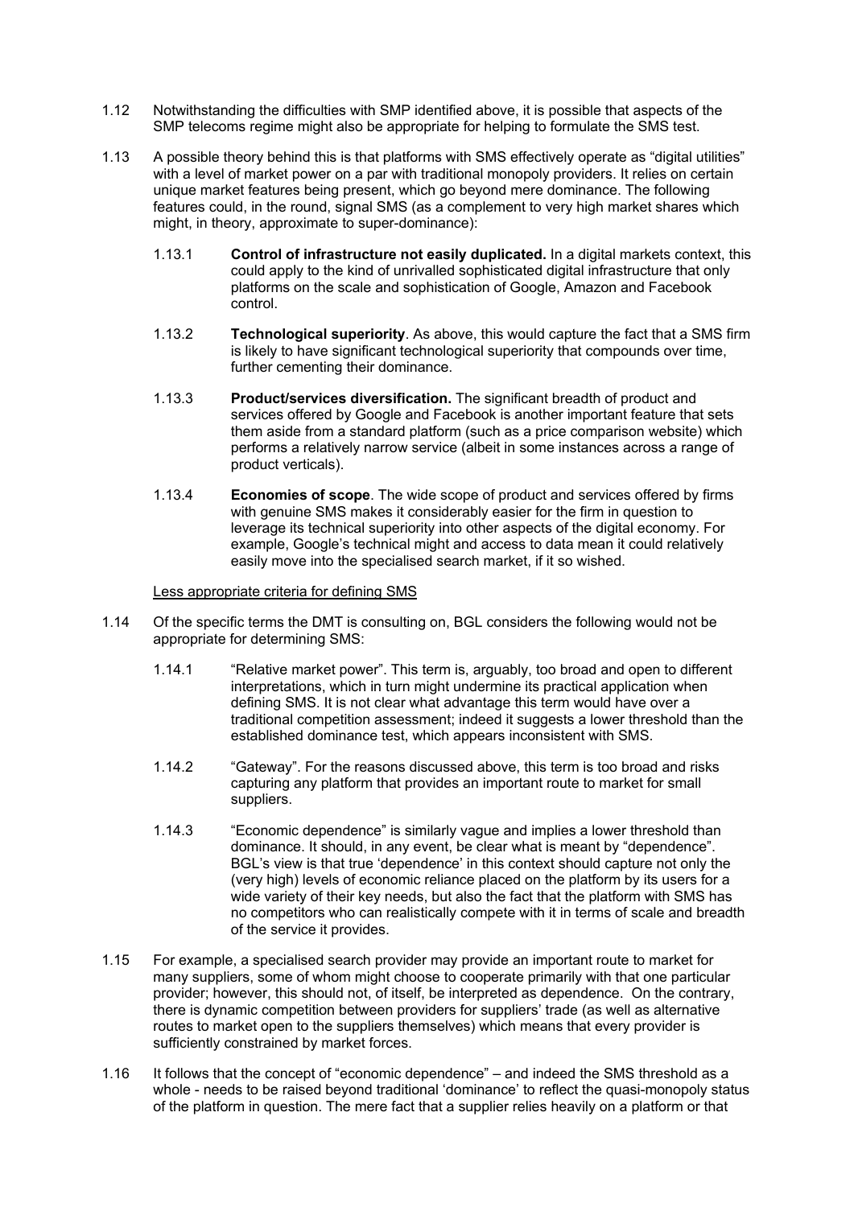1.12 Notwithstanding the difficulties with SMP identified above, it is possible that aspects of the SMP telecoms regime might also be appropriate for helping to formulate the SMS test.

1.13 A possible theory behind this is that platforms with SMS effectively operate as "digital utilities" with a level of market power on a par with traditional monopoly providers. It relies on certain unique market features being present, which go beyond mere dominance. The following features could, in the round, signal SMS (as a complement to very high market shares which might, in theory, approximate to super-dominance):

1.13.1 **Control of infrastructure not easily duplicated.** In a digital markets context, this could apply to the kind of unrivalled sophisticated digital infrastructure that only platforms on the scale and sophistication of Google, Amazon and Facebook control.

1.13.2 **Technological superiority**. As above, this would capture the fact that a SMS firm is likely to have significant technological superiority that compounds over time, further cementing their dominance.

1.13.3 **Product/services diversification.** The significant breadth of product and services offered by Google and Facebook is another important feature that sets them aside from a standard platform (such as a price comparison website) which performs a relatively narrow service (albeit in some instances across a range of product verticals).

1.13.4 **Economies of scope**. The wide scope of product and services offered by firms with genuine SMS makes it considerably easier for the firm in question to leverage its technical superiority into other aspects of the digital economy. For example, Google's technical might and access to data mean it could relatively easily move into the specialised search market, if it so wished.

<u>Less appropriate criteria for defining SMS</u>

1.14 Of the specific terms the DMT is consulting on, BGL considers the following would not be appropriate for determining SMS:

1.14.1 "Relative market power". This term is, arguably, too broad and open to different interpretations, which in turn might undermine its practical application when defining SMS. It is not clear what advantage this term would have over a traditional competition assessment; indeed it suggests a lower threshold than the established dominance test, which appears inconsistent with SMS.

1.14.2 "Gateway". For the reasons discussed above, this term is too broad and risks capturing any platform that provides an important route to market for small suppliers.

1.14.3 "Economic dependence" is similarly vague and implies a lower threshold than dominance. It should, in any event, be clear what is meant by "dependence". BGL's view is that true 'dependence' in this context should capture not only the (very high) levels of economic reliance placed on the platform by its users for a wide variety of their key needs, but also the fact that the platform with SMS has no competitors who can realistically compete with it in terms of scale and breadth of the service it provides.

1.15 For example, a specialised search provider may provide an important route to market for many suppliers, some of whom might choose to cooperate primarily with that one particular provider; however, this should not, of itself, be interpreted as dependence. On the contrary, there is dynamic competition between providers for suppliers' trade (as well as alternative routes to market open to the suppliers themselves) which means that every provider is sufficiently constrained by market forces.

1.16 It follows that the concept of "economic dependence" – and indeed the SMS threshold as a whole - needs to be raised beyond traditional 'dominance' to reflect the quasi-monopoly status of the platform in question. The mere fact that a supplier relies heavily on a platform or that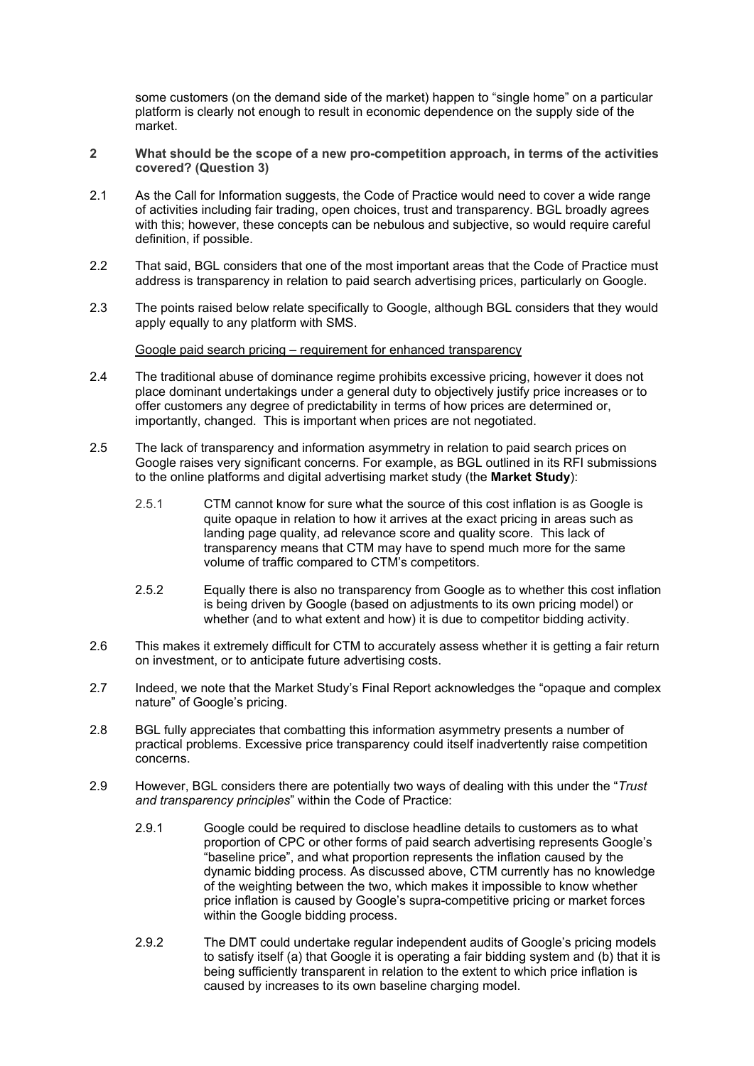some customers (on the demand side of the market) happen to "single home" on a particular platform is clearly not enough to result in economic dependence on the supply side of the market.

## 2 What should be the scope of a new pro-competition approach, in terms of the activities covered? (Question 3)

2.1 As the Call for Information suggests, the Code of Practice would need to cover a wide range of activities including fair trading, open choices, trust and transparency. BGL broadly agrees with this; however, these concepts can be nebulous and subjective, so would require careful definition, if possible.

2.2 That said, BGL considers that one of the most important areas that the Code of Practice must address is transparency in relation to paid search advertising prices, particularly on Google.

2.3 The points raised below relate specifically to Google, although BGL considers that they would apply equally to any platform with SMS.

<u>Google paid search pricing – requirement for enhanced transparency</u>

2.4 The traditional abuse of dominance regime prohibits excessive pricing, however it does not place dominant undertakings under a general duty to objectively justify price increases or to offer customers any degree of predictability in terms of how prices are determined or, importantly, changed. This is important when prices are not negotiated.

2.5 The lack of transparency and information asymmetry in relation to paid search prices on Google raises very significant concerns. For example, as BGL outlined in its RFI submissions to the online platforms and digital advertising market study (the **Market Study**):

2.5.1 CTM cannot know for sure what the source of this cost inflation is as Google is quite opaque in relation to how it arrives at the exact pricing in areas such as landing page quality, ad relevance score and quality score. This lack of transparency means that CTM may have to spend much more for the same volume of traffic compared to CTM's competitors.

2.5.2 Equally there is also no transparency from Google as to whether this cost inflation is being driven by Google (based on adjustments to its own pricing model) or whether (and to what extent and how) it is due to competitor bidding activity.

2.6 This makes it extremely difficult for CTM to accurately assess whether it is getting a fair return on investment, or to anticipate future advertising costs.

2.7 Indeed, we note that the Market Study's Final Report acknowledges the "opaque and complex nature" of Google's pricing.

2.8 BGL fully appreciates that combatting this information asymmetry presents a number of practical problems. Excessive price transparency could itself inadvertently raise competition concerns.

2.9 However, BGL considers there are potentially two ways of dealing with this under the "*Trust and transparency principles*" within the Code of Practice:

2.9.1 Google could be required to disclose headline details to customers as to what proportion of CPC or other forms of paid search advertising represents Google's "baseline price", and what proportion represents the inflation caused by the dynamic bidding process. As discussed above, CTM currently has no knowledge of the weighting between the two, which makes it impossible to know whether price inflation is caused by Google's supra-competitive pricing or market forces within the Google bidding process.

2.9.2 The DMT could undertake regular independent audits of Google's pricing models to satisfy itself (a) that Google it is operating a fair bidding system and (b) that it is being sufficiently transparent in relation to the extent to which price inflation is caused by increases to its own baseline charging model.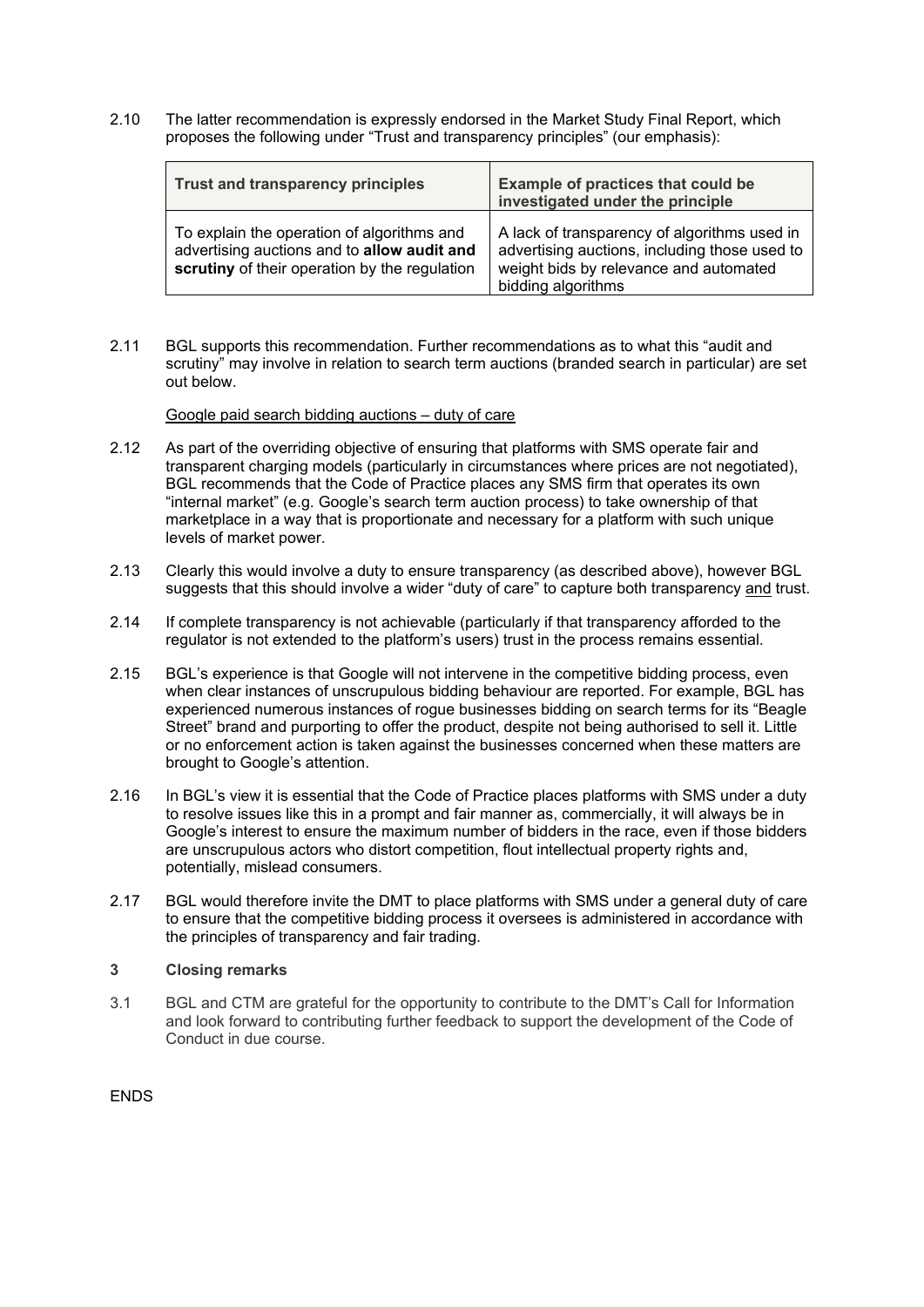2.10 The latter recommendation is expressly endorsed in the Market Study Final Report, which proposes the following under "Trust and transparency principles" (our emphasis):

| Trust and transparency principles | Example of practices that could be investigated under the principle |
|---|---|
| To explain the operation of algorithms and advertising auctions and to **allow audit and scrutiny** of their operation by the regulation | A lack of transparency of algorithms used in advertising auctions, including those used to weight bids by relevance and automated bidding algorithms |

2.11 BGL supports this recommendation. Further recommendations as to what this "audit and scrutiny" may involve in relation to search term auctions (branded search in particular) are set out below.

Google paid search bidding auctions – duty of care

2.12 As part of the overriding objective of ensuring that platforms with SMS operate fair and transparent charging models (particularly in circumstances where prices are not negotiated), BGL recommends that the Code of Practice places any SMS firm that operates its own "internal market" (e.g. Google's search term auction process) to take ownership of that marketplace in a way that is proportionate and necessary for a platform with such unique levels of market power.

2.13 Clearly this would involve a duty to ensure transparency (as described above), however BGL suggests that this should involve a wider "duty of care" to capture both transparency and trust.

2.14 If complete transparency is not achievable (particularly if that transparency afforded to the regulator is not extended to the platform's users) trust in the process remains essential.

2.15 BGL's experience is that Google will not intervene in the competitive bidding process, even when clear instances of unscrupulous bidding behaviour are reported. For example, BGL has experienced numerous instances of rogue businesses bidding on search terms for its "Beagle Street" brand and purporting to offer the product, despite not being authorised to sell it. Little or no enforcement action is taken against the businesses concerned when these matters are brought to Google's attention.

2.16 In BGL's view it is essential that the Code of Practice places platforms with SMS under a duty to resolve issues like this in a prompt and fair manner as, commercially, it will always be in Google's interest to ensure the maximum number of bidders in the race, even if those bidders are unscrupulous actors who distort competition, flout intellectual property rights and, potentially, mislead consumers.

2.17 BGL would therefore invite the DMT to place platforms with SMS under a general duty of care to ensure that the competitive bidding process it oversees is administered in accordance with the principles of transparency and fair trading.

## 3 Closing remarks

3.1 BGL and CTM are grateful for the opportunity to contribute to the DMT's Call for Information and look forward to contributing further feedback to support the development of the Code of Conduct in due course.

ENDS